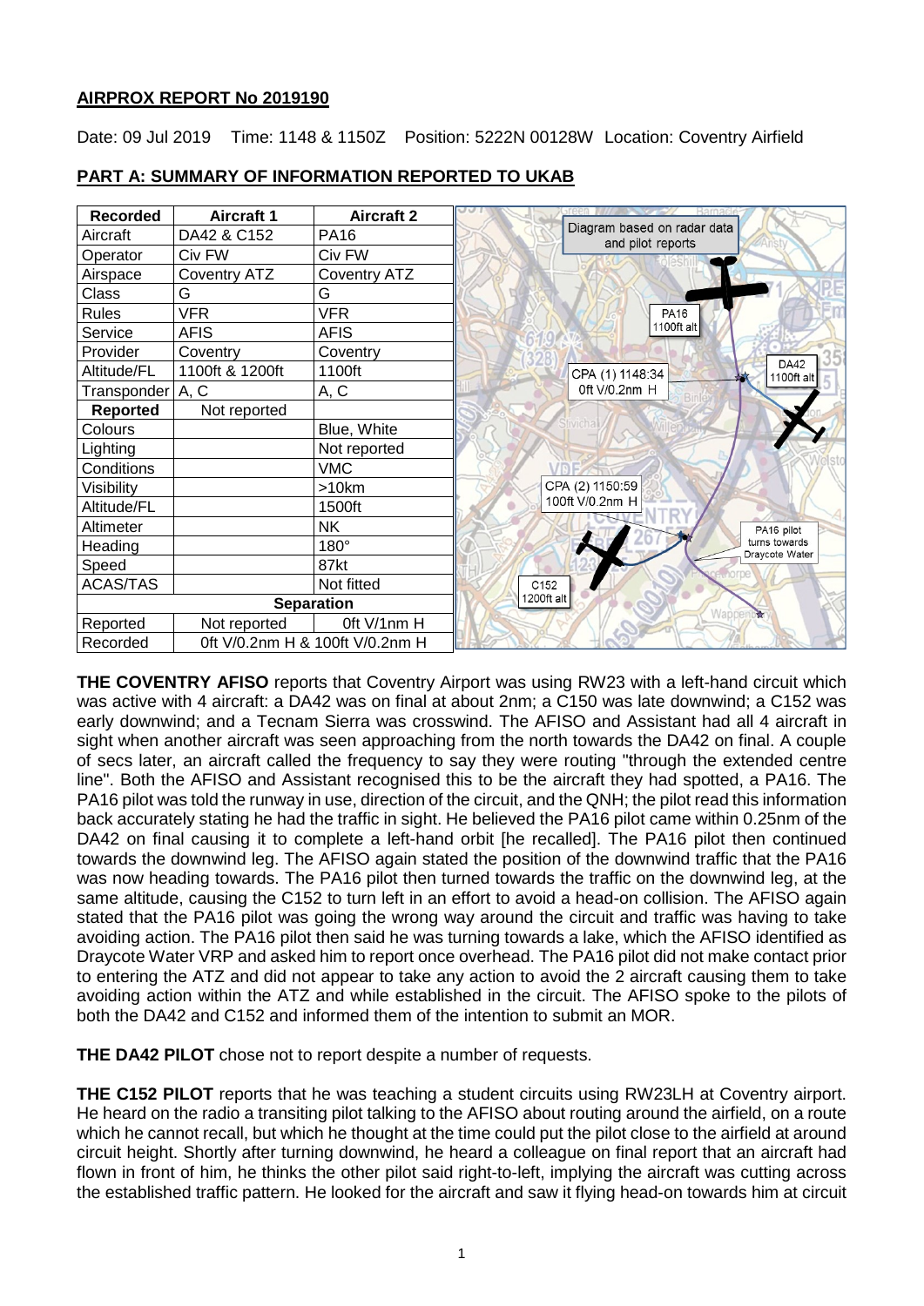## AIRPROX REPORT No 2019190

Date: 09 Jul 2019 Time: 1148 & 1150Z Position: 5222N 00128W Location: Coventry Airfield

## PART A: SUMMARY OF INFORMATION REPORTED TO UKAB

| Recorded | Aircraft 1 | Aircraft 2 |
|---|---|---|
| Aircraft | DA42 & C152 | PA16 |
| Operator | Civ FW | Civ FW |
| Airspace | Coventry ATZ | Coventry ATZ |
| Class | G | G |
| Rules | VFR | VFR |
| Service | AFIS | AFIS |
| Provider | Coventry | Coventry |
| Altitude/FL | 1100ft & 1200ft | 1100ft |
| Transponder | A, C | A, C |
| **Reported** | Not reported | |
| Colours | | Blue, White |
| Lighting | | Not reported |
| Conditions | | VMC |
| Visibility | | >10km |
| Altitude/FL | | 1500ft |
| Altimeter | | NK |
| Heading | | 180° |
| Speed | | 87kt |
| ACAS/TAS | | Not fitted |
| **Separation** | | |
| Reported | Not reported | 0ft V/1nm H |
| Recorded | 0ft V/0.2nm H & 100ft V/0.2nm H | |

Diagram based on radar data and pilot reports

PA16
1100ft alt

DA42
1100ft alt

CPA (1) 1148:34
0ft V/0.2nm H

CPA (2) 1150:59
100ft V/0.2nm H

PA16 pilot turns towards Draycote Water

C152
1200ft alt

**THE COVENTRY AFISO** reports that Coventry Airport was using RW23 with a left-hand circuit which was active with 4 aircraft: a DA42 was on final at about 2nm; a C150 was late downwind; a C152 was early downwind; and a Tecnam Sierra was crosswind. The AFISO and Assistant had all 4 aircraft in sight when another aircraft was seen approaching from the north towards the DA42 on final. A couple of secs later, an aircraft called the frequency to say they were routing "through the extended centre line". Both the AFISO and Assistant recognised this to be the aircraft they had spotted, a PA16. The PA16 pilot was told the runway in use, direction of the circuit, and the QNH; the pilot read this information back accurately stating he had the traffic in sight. He believed the PA16 pilot came within 0.25nm of the DA42 on final causing it to complete a left-hand orbit [he recalled]. The PA16 pilot then continued towards the downwind leg. The AFISO again stated the position of the downwind traffic that the PA16 was now heading towards. The PA16 pilot then turned towards the traffic on the downwind leg, at the same altitude, causing the C152 to turn left in an effort to avoid a head-on collision. The AFISO again stated that the PA16 pilot was going the wrong way around the circuit and traffic was having to take avoiding action. The PA16 pilot then said he was turning towards a lake, which the AFISO identified as Draycote Water VRP and asked him to report once overhead. The PA16 pilot did not make contact prior to entering the ATZ and did not appear to take any action to avoid the 2 aircraft causing them to take avoiding action within the ATZ and while established in the circuit. The AFISO spoke to the pilots of both the DA42 and C152 and informed them of the intention to submit an MOR.

**THE DA42 PILOT** chose not to report despite a number of requests.

**THE C152 PILOT** reports that he was teaching a student circuits using RW23LH at Coventry airport. He heard on the radio a transiting pilot talking to the AFISO about routing around the airfield, on a route which he cannot recall, but which he thought at the time could put the pilot close to the airfield at around circuit height. Shortly after turning downwind, he heard a colleague on final report that an aircraft had flown in front of him, he thinks the other pilot said right-to-left, implying the aircraft was cutting across the established traffic pattern. He looked for the aircraft and saw it flying head-on towards him at circuit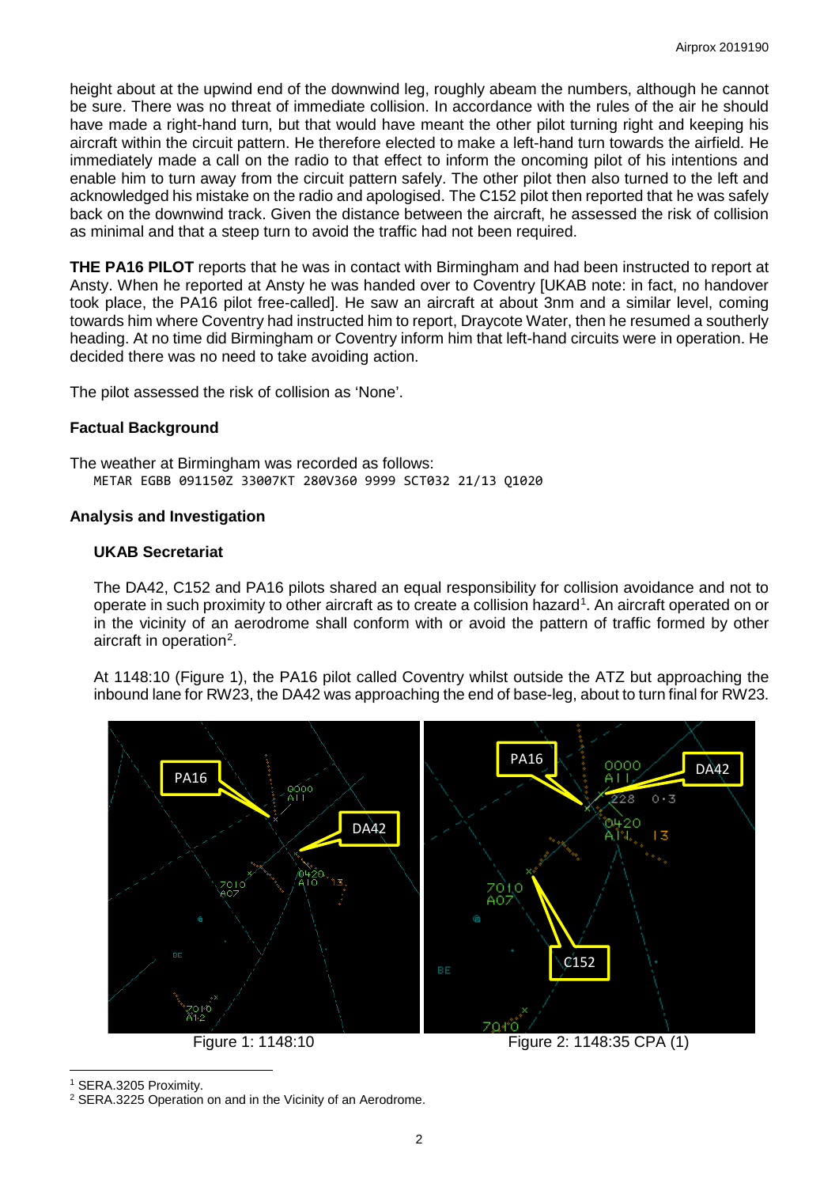height about at the upwind end of the downwind leg, roughly abeam the numbers, although he cannot be sure. There was no threat of immediate collision. In accordance with the rules of the air he should have made a right-hand turn, but that would have meant the other pilot turning right and keeping his aircraft within the circuit pattern. He therefore elected to make a left-hand turn towards the airfield. He immediately made a call on the radio to that effect to inform the oncoming pilot of his intentions and enable him to turn away from the circuit pattern safely. The other pilot then also turned to the left and acknowledged his mistake on the radio and apologised. The C152 pilot then reported that he was safely back on the downwind track. Given the distance between the aircraft, he assessed the risk of collision as minimal and that a steep turn to avoid the traffic had not been required.

**THE PA16 PILOT** reports that he was in contact with Birmingham and had been instructed to report at Ansty. When he reported at Ansty he was handed over to Coventry [UKAB note: in fact, no handover took place, the PA16 pilot free-called]. He saw an aircraft at about 3nm and a similar level, coming towards him where Coventry had instructed him to report, Draycote Water, then he resumed a southerly heading. At no time did Birmingham or Coventry inform him that left-hand circuits were in operation. He decided there was no need to take avoiding action.

The pilot assessed the risk of collision as 'None'.

### Factual Background

The weather at Birmingham was recorded as follows:

```
METAR EGBB 091150Z 33007KT 280V360 9999 SCT032 21/13 Q1020
```

### Analysis and Investigation

#### UKAB Secretariat

The DA42, C152 and PA16 pilots shared an equal responsibility for collision avoidance and not to operate in such proximity to other aircraft as to create a collision hazard[1]. An aircraft operated on or in the vicinity of an aerodrome shall conform with or avoid the pattern of traffic formed by other aircraft in operation[2].

At 1148:10 (Figure 1), the PA16 pilot called Coventry whilst outside the ATZ but approaching the inbound lane for RW23, the DA42 was approaching the end of base-leg, about to turn final for RW23.

PA16
DA42
0000
A11
0420
A10
13
7010
A07
BE
7010
A12

Figure 1: 1148:10

PA16
DA42
0000
A11
228 0·3
0420
A11
13
7010
A07
C152
BE
7010

Figure 2: 1148:35 CPA (1)

[1] SERA.3205 Proximity.

[2] SERA.3225 Operation on and in the Vicinity of an Aerodrome.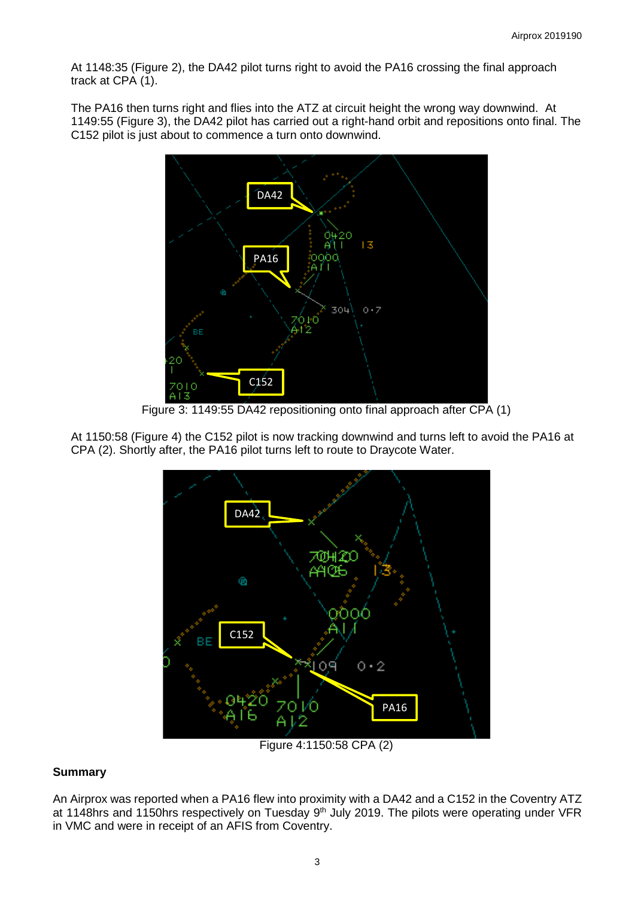At 1148:35 (Figure 2), the DA42 pilot turns right to avoid the PA16 crossing the final approach track at CPA (1).

The PA16 then turns right and flies into the ATZ at circuit height the wrong way downwind. At 1149:55 (Figure 3), the DA42 pilot has carried out a right-hand orbit and repositions onto final. The C152 pilot is just about to commence a turn onto downwind.

DA42
PA16
C152
0420
A11
13
0000
A11
304
0·7
7010
A12
BE
20
7010
A13

Figure 3: 1149:55 DA42 repositioning onto final approach after CPA (1)

At 1150:58 (Figure 4) the C152 pilot is now tracking downwind and turns left to avoid the PA16 at CPA (2). Shortly after, the PA16 pilot turns left to route to Draycote Water.

DA42
C152
PA16
13
0000
A11
BE
109
0·2
0420
A16
7010
A12

Figure 4:1150:58 CPA (2)

## Summary

An Airprox was reported when a PA16 flew into proximity with a DA42 and a C152 in the Coventry ATZ at 1148hrs and 1150hrs respectively on Tuesday 9th July 2019. The pilots were operating under VFR in VMC and were in receipt of an AFIS from Coventry.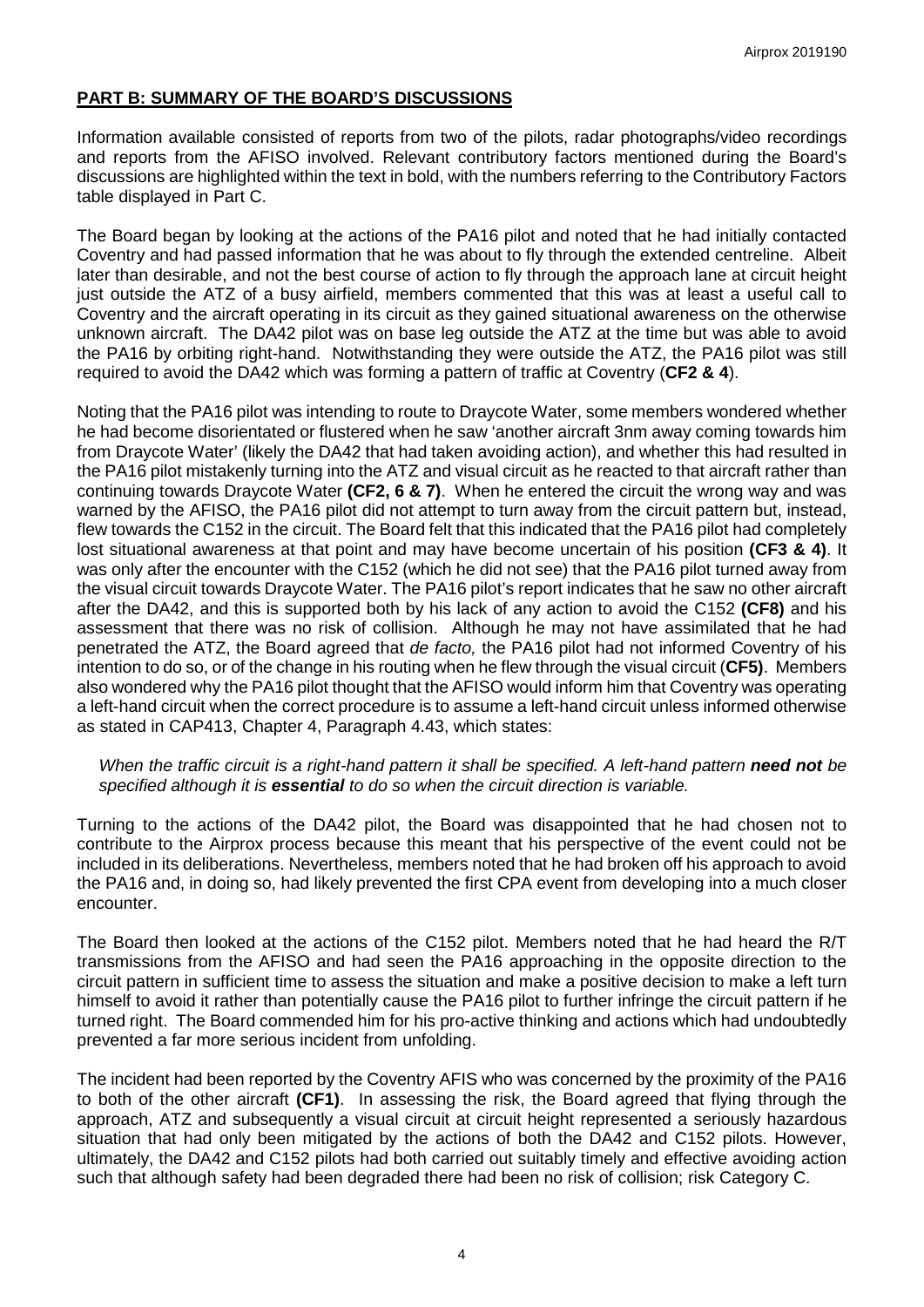## PART B: SUMMARY OF THE BOARD'S DISCUSSIONS

Information available consisted of reports from two of the pilots, radar photographs/video recordings and reports from the AFISO involved. Relevant contributory factors mentioned during the Board's discussions are highlighted within the text in bold, with the numbers referring to the Contributory Factors table displayed in Part C.

The Board began by looking at the actions of the PA16 pilot and noted that he had initially contacted Coventry and had passed information that he was about to fly through the extended centreline. Albeit later than desirable, and not the best course of action to fly through the approach lane at circuit height just outside the ATZ of a busy airfield, members commented that this was at least a useful call to Coventry and the aircraft operating in its circuit as they gained situational awareness on the otherwise unknown aircraft. The DA42 pilot was on base leg outside the ATZ at the time but was able to avoid the PA16 by orbiting right-hand. Notwithstanding they were outside the ATZ, the PA16 pilot was still required to avoid the DA42 which was forming a pattern of traffic at Coventry (**CF2 & 4**).

Noting that the PA16 pilot was intending to route to Draycote Water, some members wondered whether he had become disorientated or flustered when he saw 'another aircraft 3nm away coming towards him from Draycote Water' (likely the DA42 that had taken avoiding action), and whether this had resulted in the PA16 pilot mistakenly turning into the ATZ and visual circuit as he reacted to that aircraft rather than continuing towards Draycote Water **(CF2, 6 & 7)**. When he entered the circuit the wrong way and was warned by the AFISO, the PA16 pilot did not attempt to turn away from the circuit pattern but, instead, flew towards the C152 in the circuit. The Board felt that this indicated that the PA16 pilot had completely lost situational awareness at that point and may have become uncertain of his position **(CF3 & 4)**. It was only after the encounter with the C152 (which he did not see) that the PA16 pilot turned away from the visual circuit towards Draycote Water. The PA16 pilot's report indicates that he saw no other aircraft after the DA42, and this is supported both by his lack of any action to avoid the C152 **(CF8)** and his assessment that there was no risk of collision. Although he may not have assimilated that he had penetrated the ATZ, the Board agreed that *de facto,* the PA16 pilot had not informed Coventry of his intention to do so, or of the change in his routing when he flew through the visual circuit (**CF5)**. Members also wondered why the PA16 pilot thought that the AFISO would inform him that Coventry was operating a left-hand circuit when the correct procedure is to assume a left-hand circuit unless informed otherwise as stated in CAP413, Chapter 4, Paragraph 4.43, which states:

> *When the traffic circuit is a right-hand pattern it shall be specified. A left-hand pattern **need not** be specified although it is **essential** to do so when the circuit direction is variable.*

Turning to the actions of the DA42 pilot, the Board was disappointed that he had chosen not to contribute to the Airprox process because this meant that his perspective of the event could not be included in its deliberations. Nevertheless, members noted that he had broken off his approach to avoid the PA16 and, in doing so, had likely prevented the first CPA event from developing into a much closer encounter.

The Board then looked at the actions of the C152 pilot. Members noted that he had heard the R/T transmissions from the AFISO and had seen the PA16 approaching in the opposite direction to the circuit pattern in sufficient time to assess the situation and make a positive decision to make a left turn himself to avoid it rather than potentially cause the PA16 pilot to further infringe the circuit pattern if he turned right. The Board commended him for his pro-active thinking and actions which had undoubtedly prevented a far more serious incident from unfolding.

The incident had been reported by the Coventry AFIS who was concerned by the proximity of the PA16 to both of the other aircraft **(CF1)**. In assessing the risk, the Board agreed that flying through the approach, ATZ and subsequently a visual circuit at circuit height represented a seriously hazardous situation that had only been mitigated by the actions of both the DA42 and C152 pilots. However, ultimately, the DA42 and C152 pilots had both carried out suitably timely and effective avoiding action such that although safety had been degraded there had been no risk of collision; risk Category C.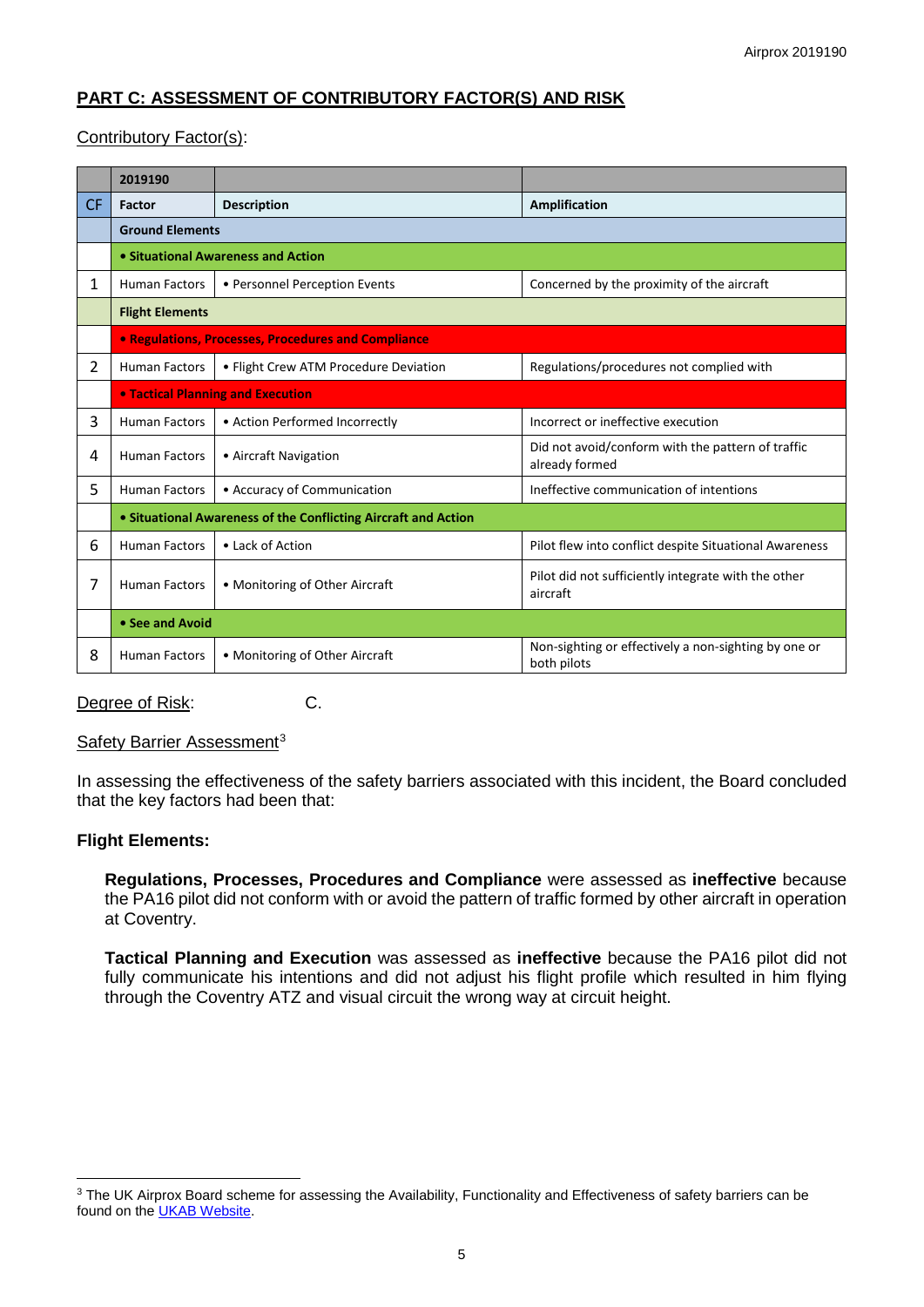## PART C: ASSESSMENT OF CONTRIBUTORY FACTOR(S) AND RISK

Contributory Factor(s):

| | 2019190 | | |
|---|---|---|---|
| CF | Factor | Description | Amplification |
| | **Ground Elements** | | |
| | **• Situational Awareness and Action** | | |
| 1 | Human Factors | • Personnel Perception Events | Concerned by the proximity of the aircraft |
| | **Flight Elements** | | |
| | **• Regulations, Processes, Procedures and Compliance** | | |
| 2 | Human Factors | • Flight Crew ATM Procedure Deviation | Regulations/procedures not complied with |
| | **• Tactical Planning and Execution** | | |
| 3 | Human Factors | • Action Performed Incorrectly | Incorrect or ineffective execution |
| 4 | Human Factors | • Aircraft Navigation | Did not avoid/conform with the pattern of traffic already formed |
| 5 | Human Factors | • Accuracy of Communication | Ineffective communication of intentions |
| | **• Situational Awareness of the Conflicting Aircraft and Action** | | |
| 6 | Human Factors | • Lack of Action | Pilot flew into conflict despite Situational Awareness |
| 7 | Human Factors | • Monitoring of Other Aircraft | Pilot did not sufficiently integrate with the other aircraft |
| | **• See and Avoid** | | |
| 8 | Human Factors | • Monitoring of Other Aircraft | Non-sighting or effectively a non-sighting by one or both pilots |

Degree of Risk: C.

Safety Barrier Assessment[3]

In assessing the effectiveness of the safety barriers associated with this incident, the Board concluded that the key factors had been that:

**Flight Elements:**

**Regulations, Processes, Procedures and Compliance** were assessed as **ineffective** because the PA16 pilot did not conform with or avoid the pattern of traffic formed by other aircraft in operation at Coventry.

**Tactical Planning and Execution** was assessed as **ineffective** because the PA16 pilot did not fully communicate his intentions and did not adjust his flight profile which resulted in him flying through the Coventry ATZ and visual circuit the wrong way at circuit height.

---

[3] The UK Airprox Board scheme for assessing the Availability, Functionality and Effectiveness of safety barriers can be found on the UKAB Website.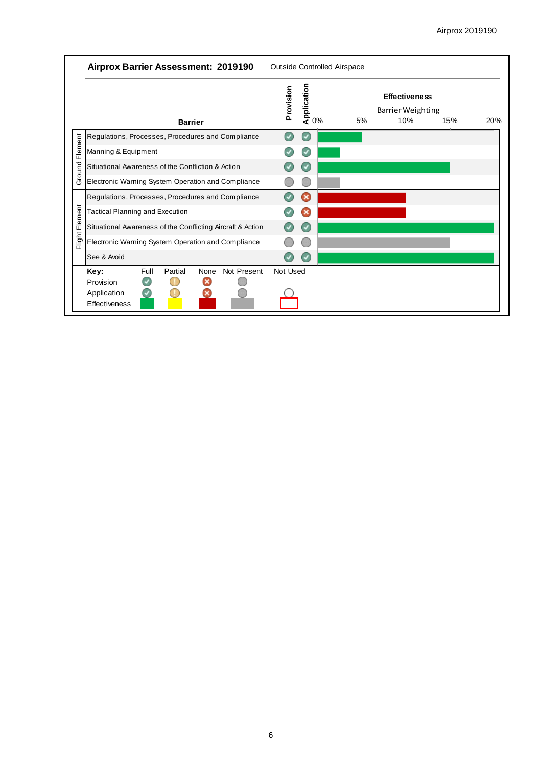**Airprox Barrier Assessment: 2019190** Outside Controlled Airspace

Barrier

Provision

Application

Effectiveness

Barrier Weighting

0% 5% 10% 15% 20%

Ground Element

Regulations, Processes, Procedures and Compliance

Manning & Equipment

Situational Awareness of the Confliction & Action

Electronic Warning System Operation and Compliance

Flight Element

Regulations, Processes, Procedures and Compliance

Tactical Planning and Execution

Situational Awareness of the Conflicting Aircraft & Action

Electronic Warning System Operation and Compliance

See & Avoid

Key: Full Partial None Not Present Not Used

Provision

Application

Effectiveness